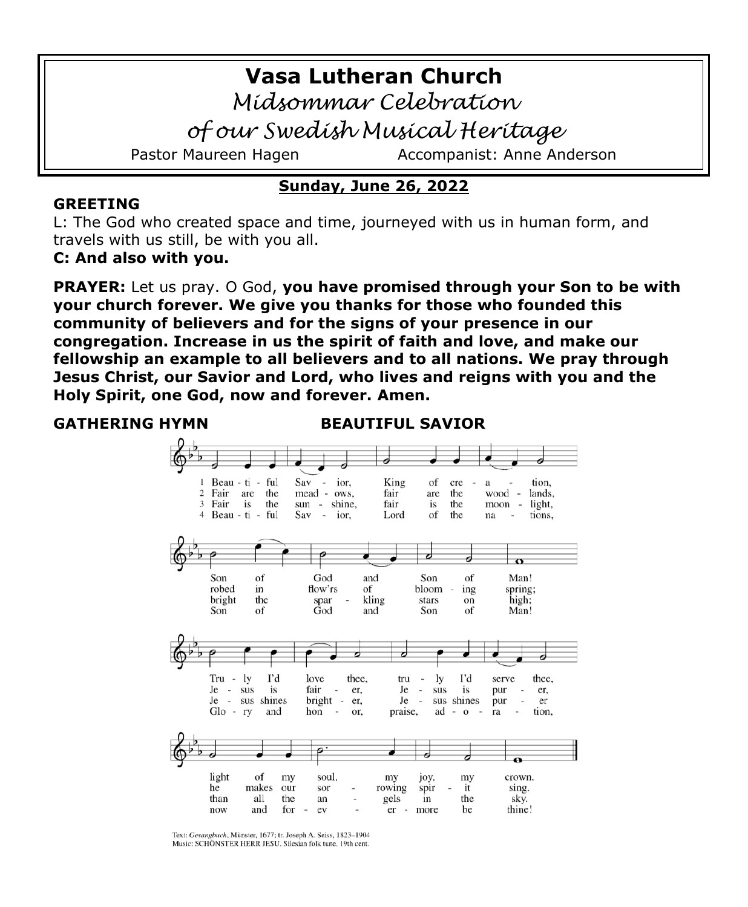# Vasa Lutheran Church

*Midsommar Celebration*

*of our Swedish Musical Heritage*

Pastor Maureen Hagen    Accompanist: Anne Anderson

**Sunday, June 26, 2022**

**GREETING**

L: The God who created space and time, journeyed with us in human form, and travels with us still, be with you all.

**C: And also with you.**

**PRAYER:** Let us pray. O God, **you have promised through your Son to be with your church forever. We give you thanks for those who founded this community of believers and for the signs of your presence in our congregation. Increase in us the spirit of faith and love, and make our fellowship an example to all believers and to all nations. We pray through Jesus Christ, our Savior and Lord, who lives and reigns with you and the Holy Spirit, one God, now and forever. Amen.**

**GATHERING HYMN    BEAUTIFUL SAVIOR**

1 Beautiful Savior, King of creation, Son of God and Son of Man! Truly I'd love thee, truly I'd serve thee, light of my soul, my joy, my crown.

2 Fair are the meadows, fair are the woodlands, robed in flow'rs of blooming spring; Jesus is fairer, Jesus is purer, he makes our sorrowing spirit sing.

3 Fair is the sunshine, fair is the moonlight, bright the sparkling stars on high; Jesus shines brighter, Jesus shines purer than all the angels in the sky.

4 Beautiful Savior, Lord of the nations, Son of God and Son of Man! Glory and honor, praise, adoration, now and forevermore be thine!

Text: *Gesangbuch*, Münster, 1677; tr. Joseph A. Seiss, 1823–1904
Music: SCHÖNSTER HERR JESU, Silesian folk tune, 19th cent.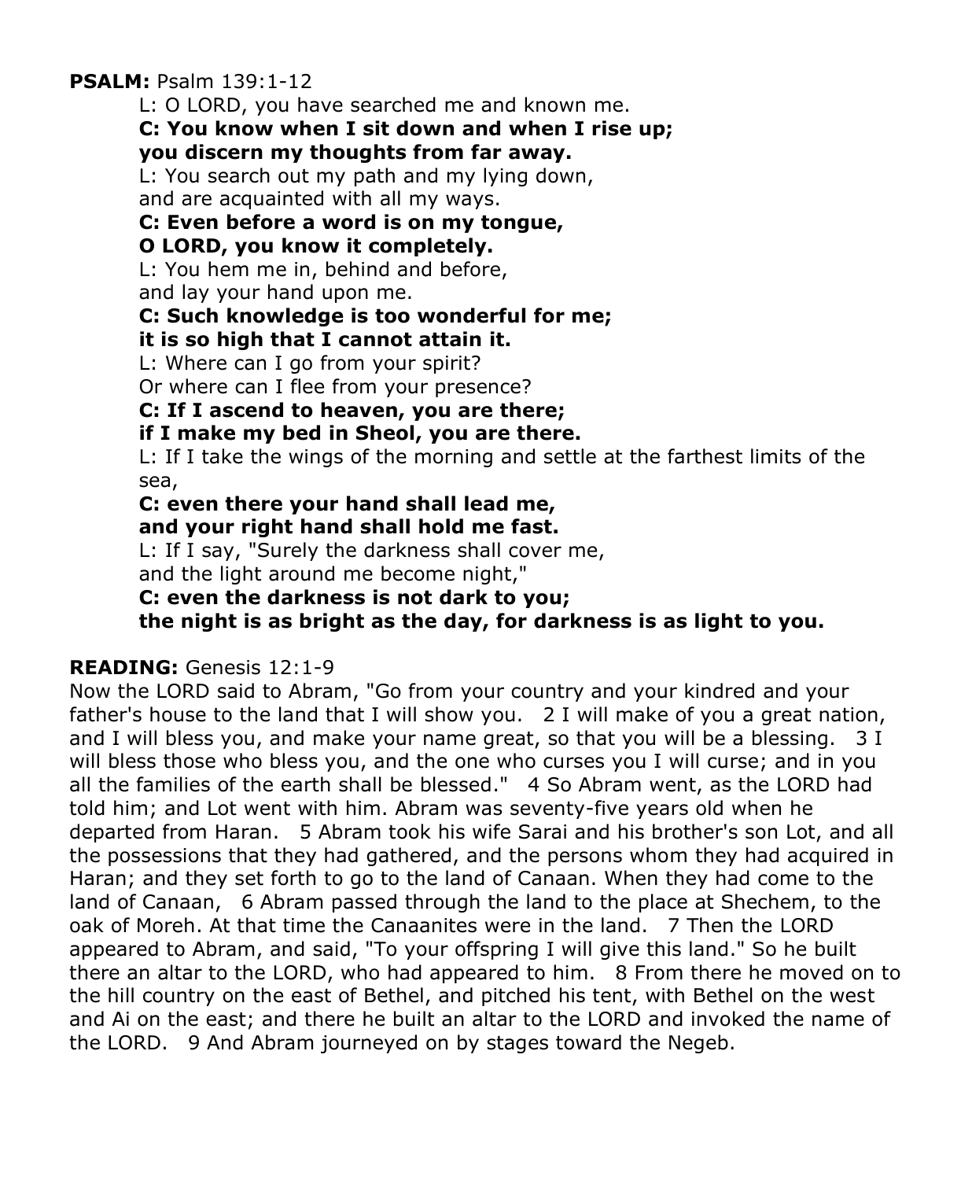**PSALM:** Psalm 139:1-12

L: O LORD, you have searched me and known me.
**C: You know when I sit down and when I rise up;**
**you discern my thoughts from far away.**
L: You search out my path and my lying down,
and are acquainted with all my ways.
**C: Even before a word is on my tongue,**
**O LORD, you know it completely.**
L: You hem me in, behind and before,
and lay your hand upon me.
**C: Such knowledge is too wonderful for me;**
**it is so high that I cannot attain it.**
L: Where can I go from your spirit?
Or where can I flee from your presence?
**C: If I ascend to heaven, you are there;**
**if I make my bed in Sheol, you are there.**
L: If I take the wings of the morning and settle at the farthest limits of the sea,
**C: even there your hand shall lead me,**
**and your right hand shall hold me fast.**
L: If I say, "Surely the darkness shall cover me,
and the light around me become night,"
**C: even the darkness is not dark to you;**
**the night is as bright as the day, for darkness is as light to you.**

**READING:** Genesis 12:1-9

Now the LORD said to Abram, "Go from your country and your kindred and your father's house to the land that I will show you. 2 I will make of you a great nation, and I will bless you, and make your name great, so that you will be a blessing. 3 I will bless those who bless you, and the one who curses you I will curse; and in you all the families of the earth shall be blessed." 4 So Abram went, as the LORD had told him; and Lot went with him. Abram was seventy-five years old when he departed from Haran. 5 Abram took his wife Sarai and his brother's son Lot, and all the possessions that they had gathered, and the persons whom they had acquired in Haran; and they set forth to go to the land of Canaan. When they had come to the land of Canaan, 6 Abram passed through the land to the place at Shechem, to the oak of Moreh. At that time the Canaanites were in the land. 7 Then the LORD appeared to Abram, and said, "To your offspring I will give this land." So he built there an altar to the LORD, who had appeared to him. 8 From there he moved on to the hill country on the east of Bethel, and pitched his tent, with Bethel on the west and Ai on the east; and there he built an altar to the LORD and invoked the name of the LORD. 9 And Abram journeyed on by stages toward the Negeb.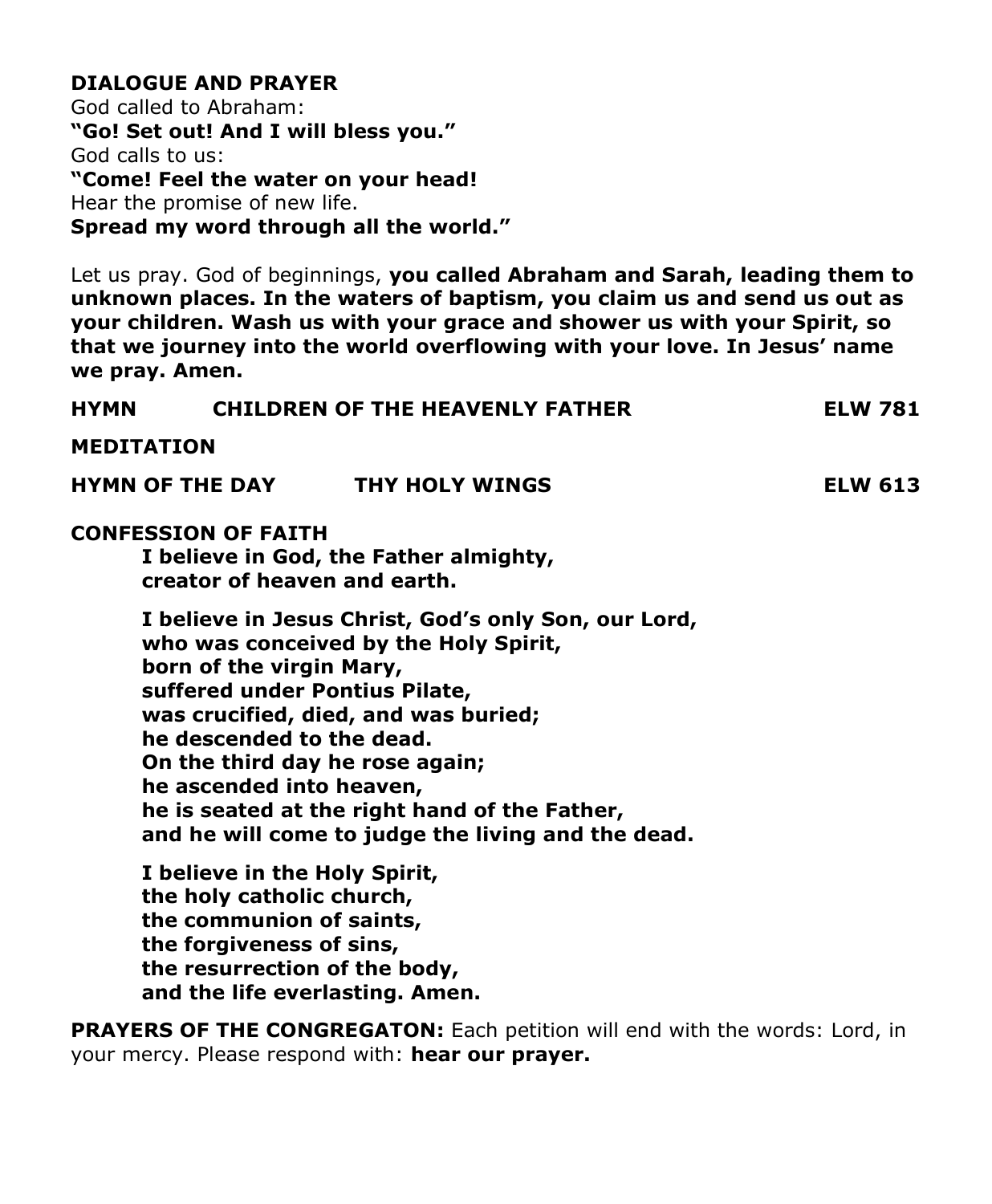**DIALOGUE AND PRAYER**
God called to Abraham:
**"Go! Set out! And I will bless you."**
God calls to us:
**"Come! Feel the water on your head!**
Hear the promise of new life.
**Spread my word through all the world."**

Let us pray. God of beginnings, **you called Abraham and Sarah, leading them to unknown places. In the waters of baptism, you claim us and send us out as your children. Wash us with your grace and shower us with your Spirit, so that we journey into the world overflowing with your love. In Jesus' name we pray. Amen.**

**HYMN** **CHILDREN OF THE HEAVENLY FATHER** **ELW 781**

**MEDITATION**

**HYMN OF THE DAY** **THY HOLY WINGS** **ELW 613**

**CONFESSION OF FAITH**

**I believe in God, the Father almighty,**
**creator of heaven and earth.**

**I believe in Jesus Christ, God's only Son, our Lord,**
**who was conceived by the Holy Spirit,**
**born of the virgin Mary,**
**suffered under Pontius Pilate,**
**was crucified, died, and was buried;**
**he descended to the dead.**
**On the third day he rose again;**
**he ascended into heaven,**
**he is seated at the right hand of the Father,**
**and he will come to judge the living and the dead.**

**I believe in the Holy Spirit,**
**the holy catholic church,**
**the communion of saints,**
**the forgiveness of sins,**
**the resurrection of the body,**
**and the life everlasting. Amen.**

**PRAYERS OF THE CONGREGATON:** Each petition will end with the words: Lord, in your mercy. Please respond with: **hear our prayer.**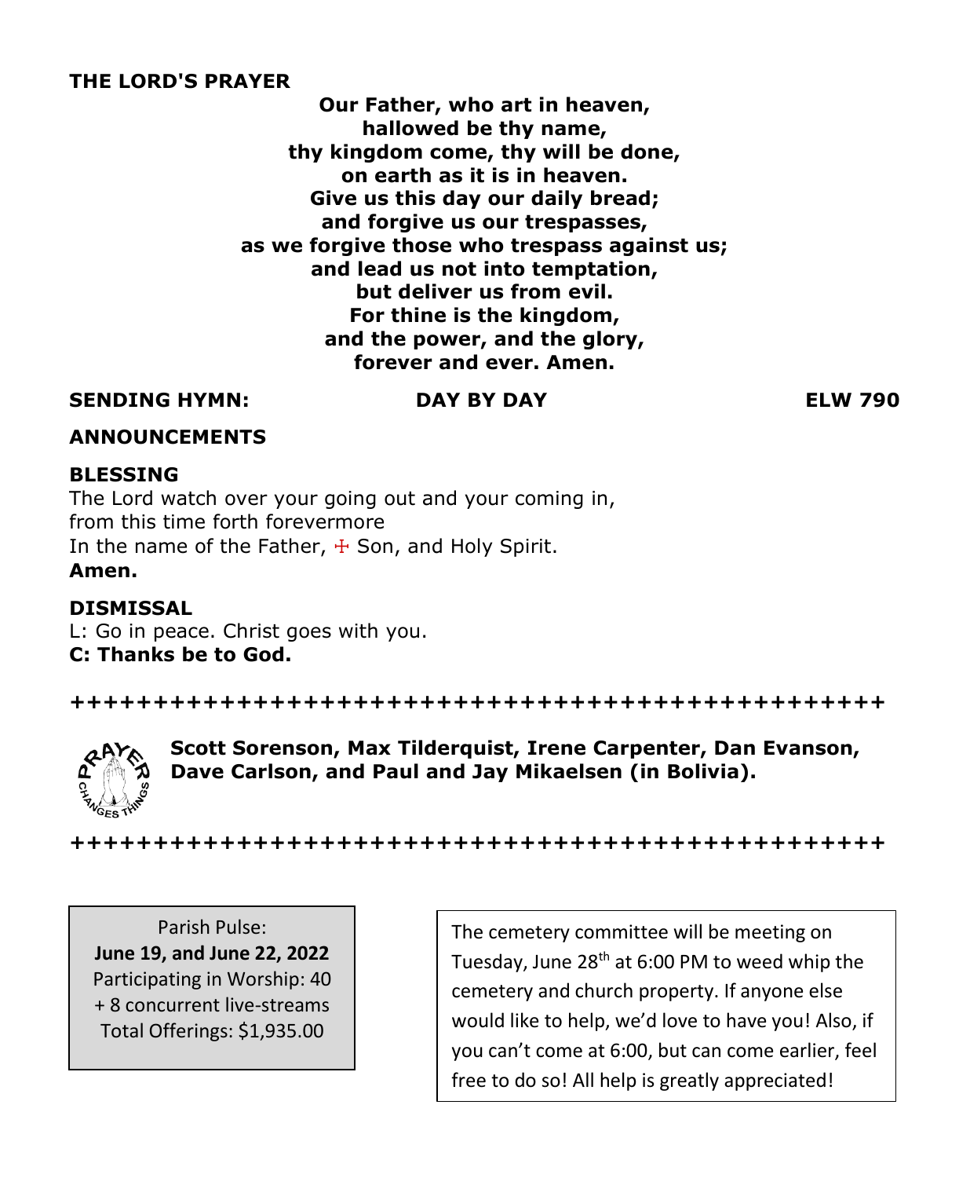**THE LORD'S PRAYER**

**Our Father, who art in heaven,**
**hallowed be thy name,**
**thy kingdom come, thy will be done,**
**on earth as it is in heaven.**
**Give us this day our daily bread;**
**and forgive us our trespasses,**
**as we forgive those who trespass against us;**
**and lead us not into temptation,**
**but deliver us from evil.**
**For thine is the kingdom,**
**and the power, and the glory,**
**forever and ever. Amen.**

**SENDING HYMN: DAY BY DAY ELW 790**

**ANNOUNCEMENTS**

**BLESSING**

The Lord watch over your going out and your coming in,
from this time forth forevermore
In the name of the Father, ☩ Son, and Holy Spirit.
**Amen.**

**DISMISSAL**

L: Go in peace. Christ goes with you.
**C: Thanks be to God.**

**+++++++++++++++++++++++++++++++++++++++++++++++++**

PRAYER CHANGES THINGS

**Scott Sorenson, Max Tilderquist, Irene Carpenter, Dan Evanson, Dave Carlson, and Paul and Jay Mikaelsen (in Bolivia).**

**+++++++++++++++++++++++++++++++++++++++++++++++++**

Parish Pulse:
**June 19, and June 22, 2022**
Participating in Worship: 40
+ 8 concurrent live-streams
Total Offerings: $1,935.00

The cemetery committee will be meeting on Tuesday, June 28th at 6:00 PM to weed whip the cemetery and church property. If anyone else would like to help, we'd love to have you! Also, if you can't come at 6:00, but can come earlier, feel free to do so! All help is greatly appreciated!